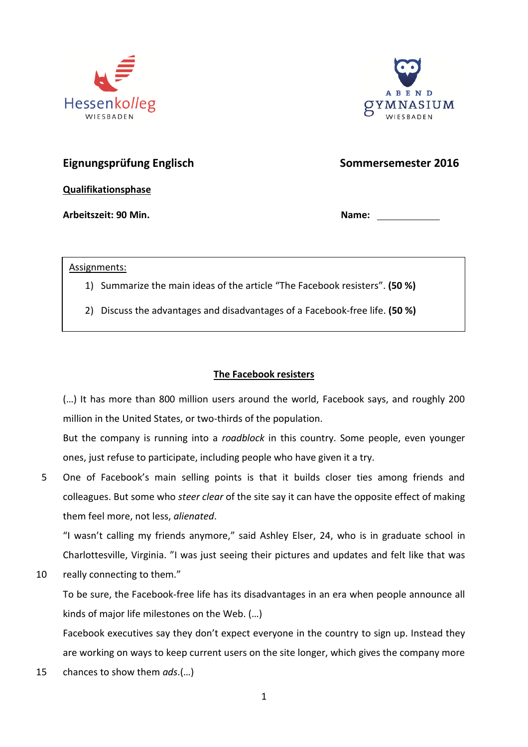Hessenkolleg Wiesbaden

Abendgymnasium Wiesbaden

**Eignungsprüfung Englisch** **Sommersemester 2016**

**Qualifikationsphase**

**Arbeitszeit: 90 Min.** **Name:** ____________

Assignments:

1) Summarize the main ideas of the article "The Facebook resisters". **(50 %)**
2) Discuss the advantages and disadvantages of a Facebook-free life. **(50 %)**

## The Facebook resisters

(…) It has more than 800 million users around the world, Facebook says, and roughly 200 million in the United States, or two-thirds of the population.

But the company is running into a *roadblock* in this country. Some people, even younger ones, just refuse to participate, including people who have given it a try.

5 One of Facebook's main selling points is that it builds closer ties among friends and colleagues. But some who *steer clear* of the site say it can have the opposite effect of making them feel more, not less, *alienated*.

"I wasn't calling my friends anymore," said Ashley Elser, 24, who is in graduate school in Charlottesville, Virginia. "I was just seeing their pictures and updates and felt like that was

10 really connecting to them."

To be sure, the Facebook-free life has its disadvantages in an era when people announce all kinds of major life milestones on the Web. (…)

Facebook executives say they don't expect everyone in the country to sign up. Instead they are working on ways to keep current users on the site longer, which gives the company more

15 chances to show them *ads*.(…)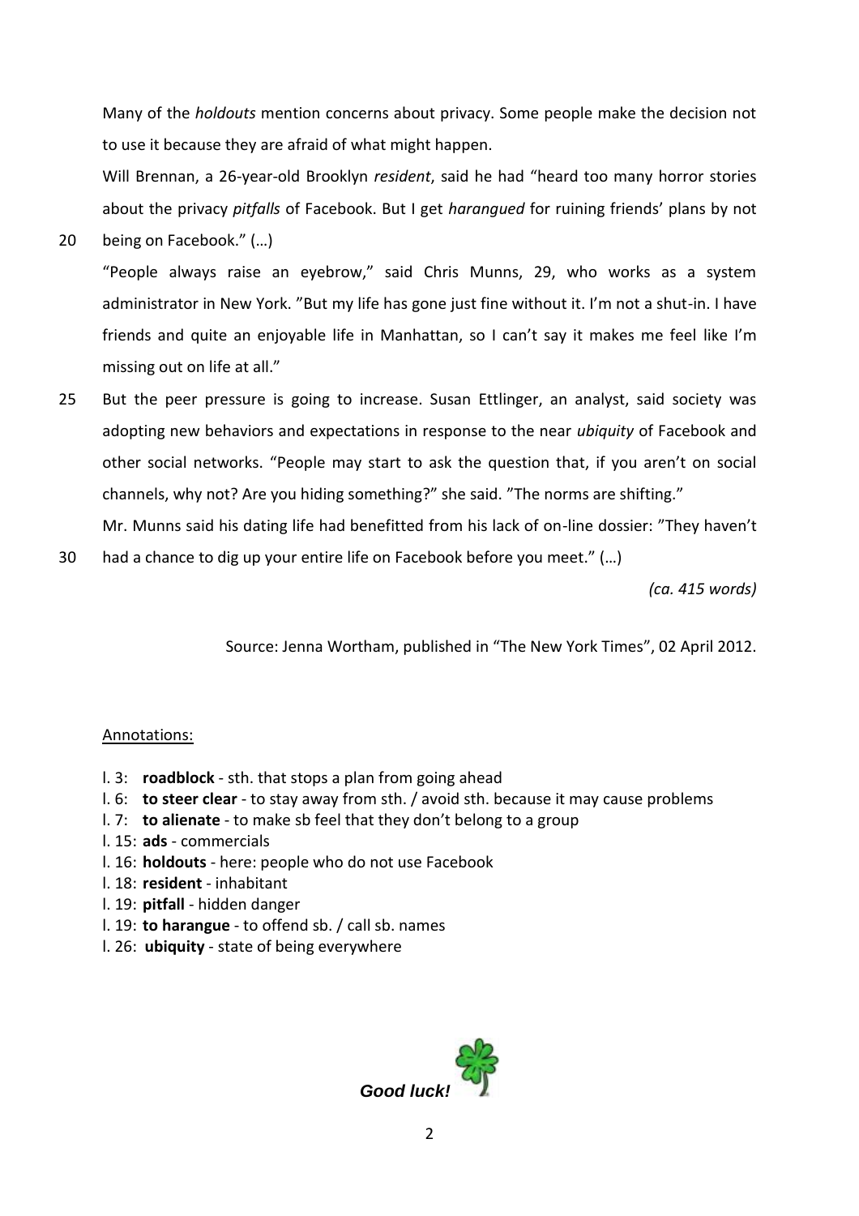Many of the *holdouts* mention concerns about privacy. Some people make the decision not to use it because they are afraid of what might happen.

Will Brennan, a 26-year-old Brooklyn *resident*, said he had "heard too many horror stories about the privacy *pitfalls* of Facebook. But I get *harangued* for ruining friends' plans by not

20 being on Facebook." (…)

"People always raise an eyebrow," said Chris Munns, 29, who works as a system administrator in New York. "But my life has gone just fine without it. I'm not a shut-in. I have friends and quite an enjoyable life in Manhattan, so I can't say it makes me feel like I'm missing out on life at all."

25 But the peer pressure is going to increase. Susan Ettlinger, an analyst, said society was adopting new behaviors and expectations in response to the near *ubiquity* of Facebook and other social networks. "People may start to ask the question that, if you aren't on social channels, why not? Are you hiding something?" she said. "The norms are shifting."

Mr. Munns said his dating life had benefitted from his lack of on-line dossier: "They haven't

30 had a chance to dig up your entire life on Facebook before you meet." (…)

*(ca. 415 words)*

Source: Jenna Wortham, published in "The New York Times", 02 April 2012.

Annotations:

- l. 3: **roadblock** - sth. that stops a plan from going ahead
- l. 6: **to steer clear** - to stay away from sth. / avoid sth. because it may cause problems
- l. 7: **to alienate** - to make sb feel that they don't belong to a group
- l. 15: **ads** - commercials
- l. 16: **holdouts** - here: people who do not use Facebook
- l. 18: **resident** - inhabitant
- l. 19: **pitfall** - hidden danger
- l. 19: **to harangue** - to offend sb. / call sb. names
- l. 26: **ubiquity** - state of being everywhere

***Good luck!***